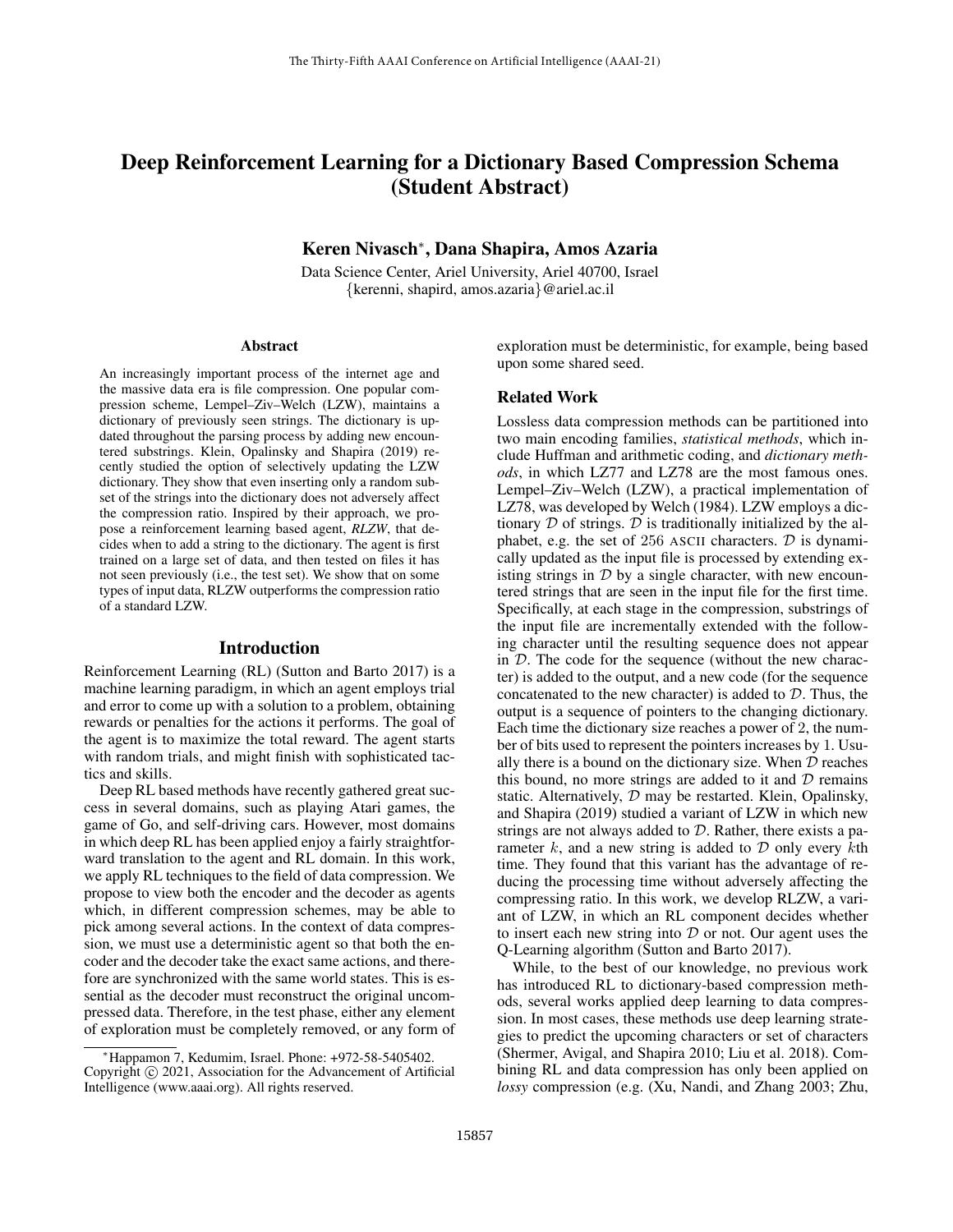# Deep Reinforcement Learning for a Dictionary Based Compression Schema (Student Abstract)

**Keren Nivasch**[*], **Dana Shapira**, **Amos Azaria**

Data Science Center, Ariel University, Ariel 40700, Israel
{kerenni, shapird, amos.azaria}@ariel.ac.il

### Abstract

An increasingly important process of the internet age and the massive data era is file compression. One popular compression scheme, Lempel–Ziv–Welch (LZW), maintains a dictionary of previously seen strings. The dictionary is updated throughout the parsing process by adding new encountered substrings. Klein, Opalinsky and Shapira (2019) recently studied the option of selectively updating the LZW dictionary. They show that even inserting only a random subset of the strings into the dictionary does not adversely affect the compression ratio. Inspired by their approach, we propose a reinforcement learning based agent, *RLZW*, that decides when to add a string to the dictionary. The agent is first trained on a large set of data, and then tested on files it has not seen previously (i.e., the test set). We show that on some types of input data, RLZW outperforms the compression ratio of a standard LZW.

## Introduction

Reinforcement Learning (RL) (Sutton and Barto 2017) is a machine learning paradigm, in which an agent employs trial and error to come up with a solution to a problem, obtaining rewards or penalties for the actions it performs. The goal of the agent is to maximize the total reward. The agent starts with random trials, and might finish with sophisticated tactics and skills.

Deep RL based methods have recently gathered great success in several domains, such as playing Atari games, the game of Go, and self-driving cars. However, most domains in which deep RL has been applied enjoy a fairly straightforward translation to the agent and RL domain. In this work, we apply RL techniques to the field of data compression. We propose to view both the encoder and the decoder as agents which, in different compression schemes, may be able to pick among several actions. In the context of data compression, we must use a deterministic agent so that both the encoder and the decoder take the exact same actions, and therefore are synchronized with the same world states. This is essential as the decoder must reconstruct the original uncompressed data. Therefore, in the test phase, either any element of exploration must be completely removed, or any form of exploration must be deterministic, for example, being based upon some shared seed.

[*]Happamon 7, Kedumim, Israel. Phone: +972-58-5405402.
Copyright © 2021, Association for the Advancement of Artificial Intelligence (www.aaai.org). All rights reserved.

## Related Work

Lossless data compression methods can be partitioned into two main encoding families, *statistical methods*, which include Huffman and arithmetic coding, and *dictionary methods*, in which LZ77 and LZ78 are the most famous ones. Lempel–Ziv–Welch (LZW), a practical implementation of LZ78, was developed by Welch (1984). LZW employs a dictionary $\mathcal{D}$ of strings. $\mathcal{D}$ is traditionally initialized by the alphabet, e.g. the set of 256 ASCII characters. $\mathcal{D}$ is dynamically updated as the input file is processed by extending existing strings in $\mathcal{D}$ by a single character, with new encountered strings that are seen in the input file for the first time. Specifically, at each stage in the compression, substrings of the input file are incrementally extended with the following character until the resulting sequence does not appear in $\mathcal{D}$. The code for the sequence (without the new character) is added to the output, and a new code (for the sequence concatenated to the new character) is added to $\mathcal{D}$. Thus, the output is a sequence of pointers to the changing dictionary. Each time the dictionary size reaches a power of 2, the number of bits used to represent the pointers increases by 1. Usually there is a bound on the dictionary size. When $\mathcal{D}$ reaches this bound, no more strings are added to it and $\mathcal{D}$ remains static. Alternatively, $\mathcal{D}$ may be restarted. Klein, Opalinsky, and Shapira (2019) studied a variant of LZW in which new strings are not always added to $\mathcal{D}$. Rather, there exists a parameter $k$, and a new string is added to $\mathcal{D}$ only every $k$th time. They found that this variant has the advantage of reducing the processing time without adversely affecting the compressing ratio. In this work, we develop RLZW, a variant of LZW, in which an RL component decides whether to insert each new string into $\mathcal{D}$ or not. Our agent uses the Q-Learning algorithm (Sutton and Barto 2017).

While, to the best of our knowledge, no previous work has introduced RL to dictionary-based compression methods, several works applied deep learning to data compression. In most cases, these methods use deep learning strategies to predict the upcoming characters or set of characters (Shermer, Avigal, and Shapira 2010; Liu et al. 2018). Combining RL and data compression has only been applied on *lossy* compression (e.g. (Xu, Nandi, and Zhang 2003; Zhu,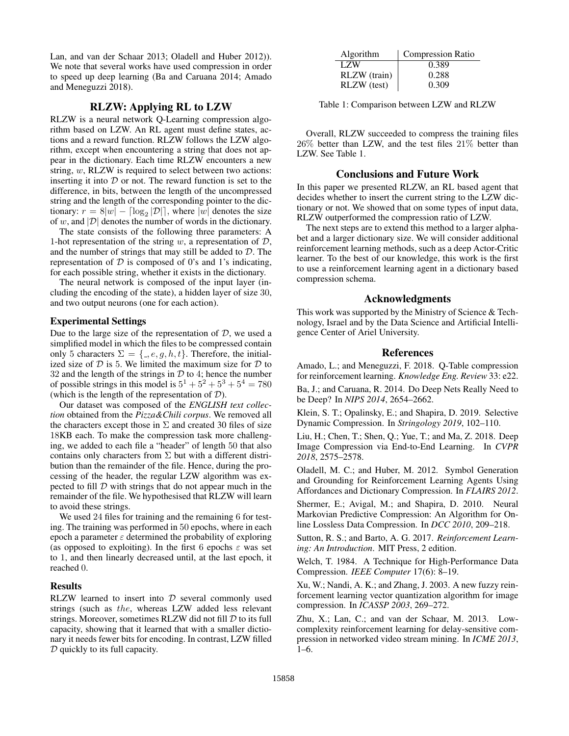Lan, and van der Schaar 2013; Oladell and Huber 2012)). We note that several works have used compression in order to speed up deep learning (Ba and Caruana 2014; Amado and Meneguzzi 2018).

## RLZW: Applying RL to LZW

RLZW is a neural network Q-Learning compression algorithm based on LZW. An RL agent must define states, actions and a reward function. RLZW follows the LZW algorithm, except when encountering a string that does not appear in the dictionary. Each time RLZW encounters a new string, $w$, RLZW is required to select between two actions: inserting it into $\mathcal{D}$ or not. The reward function is set to the difference, in bits, between the length of the uncompressed string and the length of the corresponding pointer to the dictionary: $r = 8|w| - \lceil \log_2 |\mathcal{D}| \rceil$, where $|w|$ denotes the size of $w$, and $|\mathcal{D}|$ denotes the number of words in the dictionary.

The state consists of the following three parameters: A 1-hot representation of the string $w$, a representation of $\mathcal{D}$, and the number of strings that may still be added to $\mathcal{D}$. The representation of $\mathcal{D}$ is composed of 0's and 1's indicating, for each possible string, whether it exists in the dictionary.

The neural network is composed of the input layer (including the encoding of the state), a hidden layer of size 30, and two output neurons (one for each action).

### Experimental Settings

Due to the large size of the representation of $\mathcal{D}$, we used a simplified model in which the files to be compressed contain only 5 characters $\Sigma = \{\_, e, g, h, t\}$. Therefore, the initialized size of $\mathcal{D}$ is 5. We limited the maximum size for $\mathcal{D}$ to 32 and the length of the strings in $\mathcal{D}$ to 4; hence the number of possible strings in this model is $5^1 + 5^2 + 5^3 + 5^4 = 780$ (which is the length of the representation of $\mathcal{D}$).

Our dataset was composed of the *ENGLISH text collection* obtained from the *Pizza&Chili corpus*. We removed all the characters except those in $\Sigma$ and created 30 files of size 18KB each. To make the compression task more challenging, we added to each file a "header" of length 50 that also contains only characters from $\Sigma$ but with a different distribution than the remainder of the file. Hence, during the processing of the header, the regular LZW algorithm was expected to fill $\mathcal{D}$ with strings that do not appear much in the remainder of the file. We hypothesised that RLZW will learn to avoid these strings.

We used 24 files for training and the remaining 6 for testing. The training was performed in 50 epochs, where in each epoch a parameter $\varepsilon$ determined the probability of exploring (as opposed to exploiting). In the first 6 epochs $\varepsilon$ was set to 1, and then linearly decreased until, at the last epoch, it reached 0.

### Results

RLZW learned to insert into $\mathcal{D}$ several commonly used strings (such as $the$, whereas LZW added less relevant strings. Moreover, sometimes RLZW did not fill $\mathcal{D}$ to its full capacity, showing that it learned that with a smaller dictionary it needs fewer bits for encoding. In contrast, LZW filled $\mathcal{D}$ quickly to its full capacity.

| Algorithm | Compression Ratio |
|---|---|
| LZW | 0.389 |
| RLZW (train) | 0.288 |
| RLZW (test) | 0.309 |

Table 1: Comparison between LZW and RLZW

Overall, RLZW succeeded to compress the training files 26% better than LZW, and the test files 21% better than LZW. See Table 1.

## Conclusions and Future Work

In this paper we presented RLZW, an RL based agent that decides whether to insert the current string to the LZW dictionary or not. We showed that on some types of input data, RLZW outperformed the compression ratio of LZW.

The next steps are to extend this method to a larger alphabet and a larger dictionary size. We will consider additional reinforcement learning methods, such as a deep Actor-Critic learner. To the best of our knowledge, this work is the first to use a reinforcement learning agent in a dictionary based compression schema.

## Acknowledgments

This work was supported by the Ministry of Science & Technology, Israel and by the Data Science and Artificial Intelligence Center of Ariel University.

## References

Amado, L.; and Meneguzzi, F. 2018. Q-Table compression for reinforcement learning. *Knowledge Eng. Review* 33: e22.

Ba, J.; and Caruana, R. 2014. Do Deep Nets Really Need to be Deep? In *NIPS 2014*, 2654–2662.

Klein, S. T.; Opalinsky, E.; and Shapira, D. 2019. Selective Dynamic Compression. In *Stringology 2019*, 102–110.

Liu, H.; Chen, T.; Shen, Q.; Yue, T.; and Ma, Z. 2018. Deep Image Compression via End-to-End Learning. In *CVPR 2018*, 2575–2578.

Oladell, M. C.; and Huber, M. 2012. Symbol Generation and Grounding for Reinforcement Learning Agents Using Affordances and Dictionary Compression. In *FLAIRS 2012*.

Shermer, E.; Avigal, M.; and Shapira, D. 2010. Neural Markovian Predictive Compression: An Algorithm for Online Lossless Data Compression. In *DCC 2010*, 209–218.

Sutton, R. S.; and Barto, A. G. 2017. *Reinforcement Learning: An Introduction*. MIT Press, 2 edition.

Welch, T. 1984. A Technique for High-Performance Data Compression. *IEEE Computer* 17(6): 8–19.

Xu, W.; Nandi, A. K.; and Zhang, J. 2003. A new fuzzy reinforcement learning vector quantization algorithm for image compression. In *ICASSP 2003*, 269–272.

Zhu, X.; Lan, C.; and van der Schaar, M. 2013. Low-complexity reinforcement learning for delay-sensitive compression in networked video stream mining. In *ICME 2013*, 1–6.